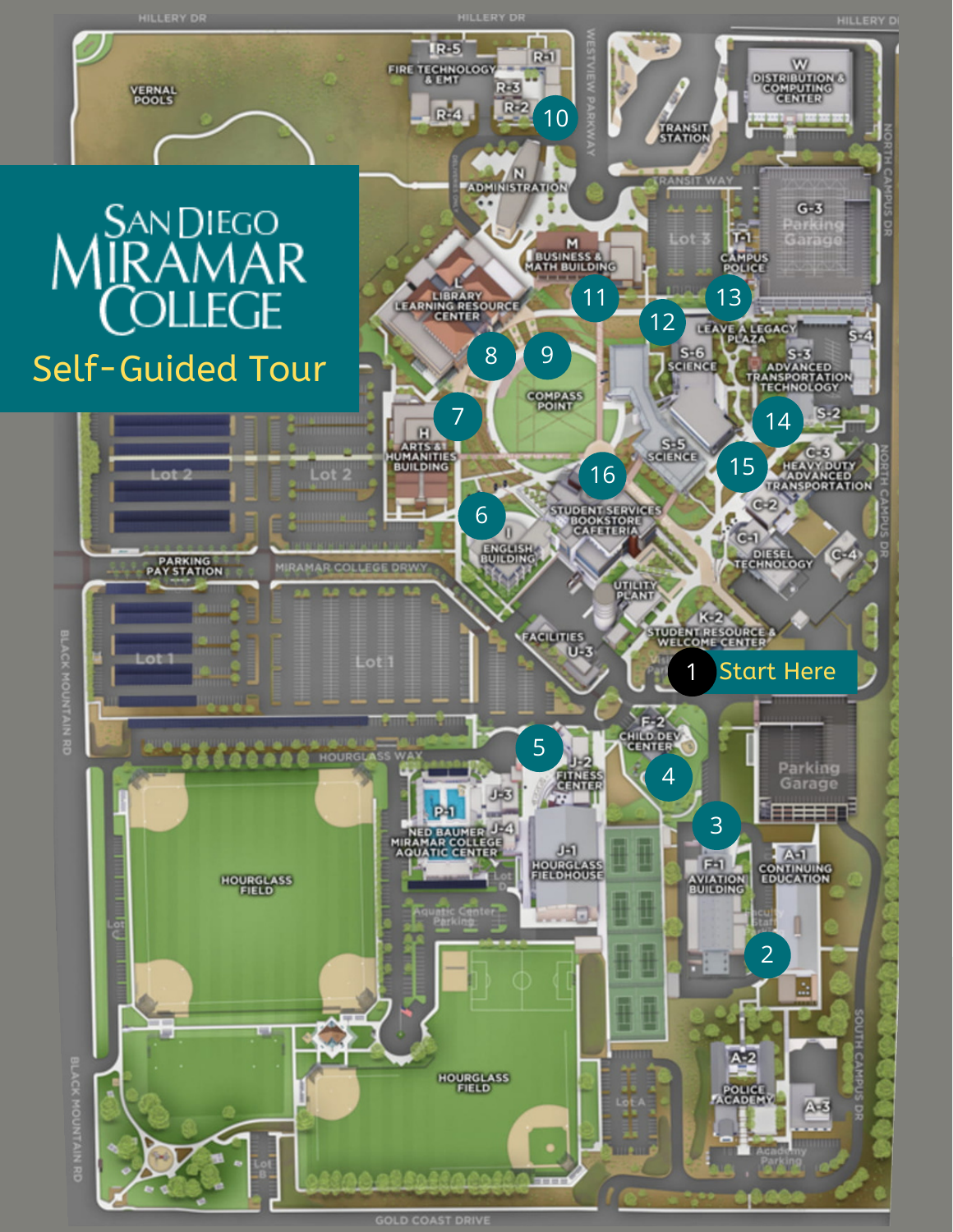# San Diego Miramar College

## Self-Guided Tour

1 Start Here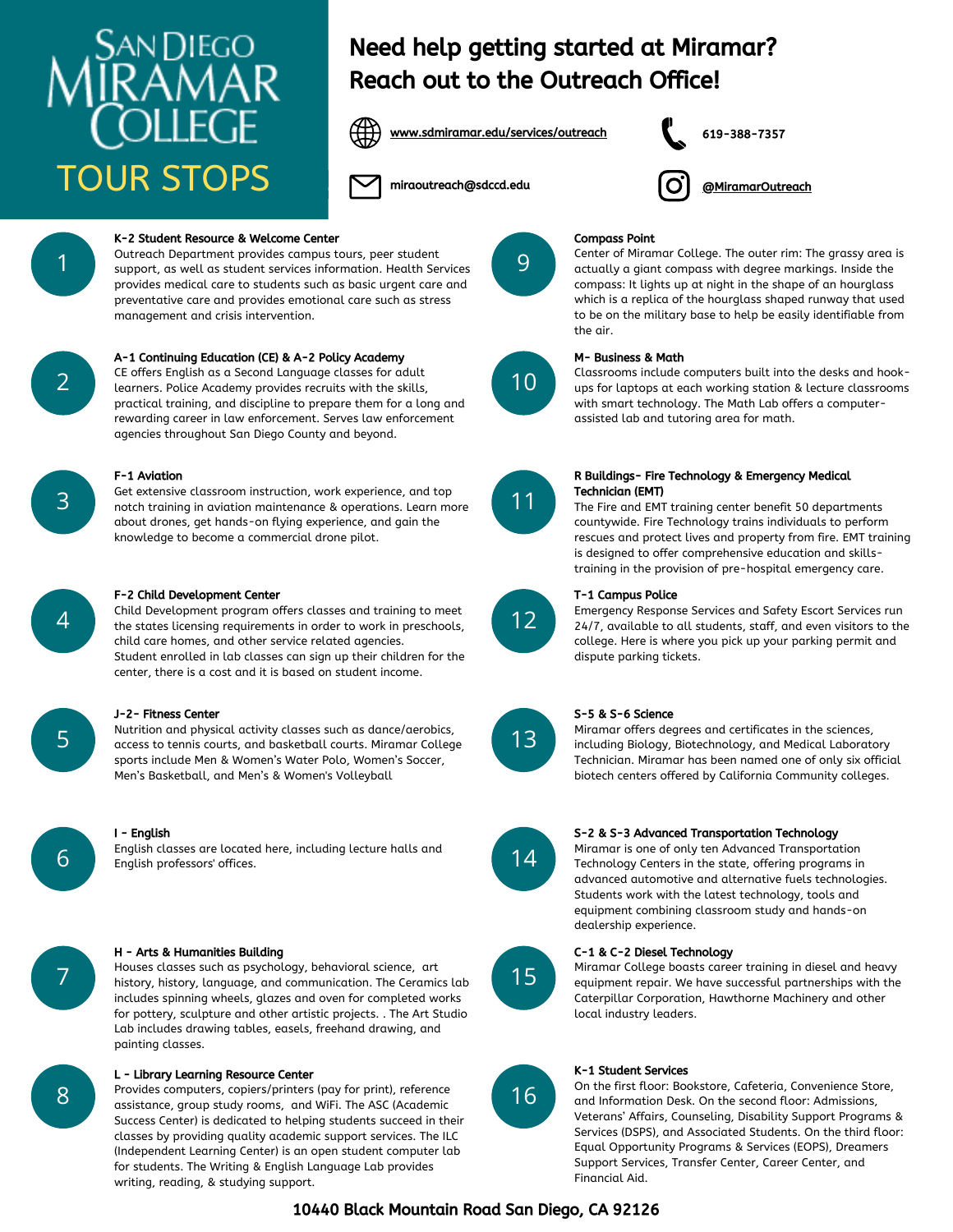# San Diego Miramar College

# TOUR STOPS

## Need help getting started at Miramar? Reach out to the Outreach Office!

www.sdmiramar.edu/services/outreach

619-388-7357

miraoutreach@sdccd.edu

@MiramarOutreach

### 1 — K-2 Student Resource & Welcome Center

Outreach Department provides campus tours, peer student support, as well as student services information. Health Services provides medical care to students such as basic urgent care and preventative care and provides emotional care such as stress management and crisis intervention.

### 2 — A-1 Continuing Education (CE) & A-2 Policy Academy

CE offers English as a Second Language classes for adult learners. Police Academy provides recruits with the skills, practical training, and discipline to prepare them for a long and rewarding career in law enforcement. Serves law enforcement agencies throughout San Diego County and beyond.

### 3 — F-1 Aviation

Get extensive classroom instruction, work experience, and top notch training in aviation maintenance & operations. Learn more about drones, get hands-on flying experience, and gain the knowledge to become a commercial drone pilot.

### 4 — F-2 Child Development Center

Child Development program offers classes and training to meet the states licensing requirements in order to work in preschools, child care homes, and other service related agencies. Student enrolled in lab classes can sign up their children for the center, there is a cost and it is based on student income.

### 5 — J-2- Fitness Center

Nutrition and physical activity classes such as dance/aerobics, access to tennis courts, and basketball courts. Miramar College sports include Men & Women's Water Polo, Women's Soccer, Men's Basketball, and Men's & Women's Volleyball

### 6 — I - English

English classes are located here, including lecture halls and English professors' offices.

### 7 — H - Arts & Humanities Building

Houses classes such as psychology, behavioral science, art history, history, language, and communication. The Ceramics lab includes spinning wheels, glazes and oven for completed works for pottery, sculpture and other artistic projects. . The Art Studio Lab includes drawing tables, easels, freehand drawing, and painting classes.

### 8 — L - Library Learning Resource Center

Provides computers, copiers/printers (pay for print), reference assistance, group study rooms, and WiFi. The ASC (Academic Success Center) is dedicated to helping students succeed in their classes by providing quality academic support services. The ILC (Independent Learning Center) is an open student computer lab for students. The Writing & English Language Lab provides writing, reading, & studying support.

### 9 — Compass Point

Center of Miramar College. The outer rim: The grassy area is actually a giant compass with degree markings. Inside the compass: It lights up at night in the shape of an hourglass which is a replica of the hourglass shaped runway that used to be on the military base to help be easily identifiable from the air.

### 10 — M- Business & Math

Classrooms include computers built into the desks and hook-ups for laptops at each working station & lecture classrooms with smart technology. The Math Lab offers a computer-assisted lab and tutoring area for math.

### 11 — R Buildings- Fire Technology & Emergency Medical Technician (EMT)

The Fire and EMT training center benefit 50 departments countywide. Fire Technology trains individuals to perform rescues and protect lives and property from fire. EMT training is designed to offer comprehensive education and skills-training in the provision of pre-hospital emergency care.

### 12 — T-1 Campus Police

Emergency Response Services and Safety Escort Services run 24/7, available to all students, staff, and even visitors to the college. Here is where you pick up your parking permit and dispute parking tickets.

### 13 — S-5 & S-6 Science

Miramar offers degrees and certificates in the sciences, including Biology, Biotechnology, and Medical Laboratory Technician. Miramar has been named one of only six official biotech centers offered by California Community colleges.

### 14 — S-2 & S-3 Advanced Transportation Technology

Miramar is one of only ten Advanced Transportation Technology Centers in the state, offering programs in advanced automotive and alternative fuels technologies. Students work with the latest technology, tools and equipment combining classroom study and hands-on dealership experience.

### 15 — C-1 & C-2 Diesel Technology

Miramar College boasts career training in diesel and heavy equipment repair. We have successful partnerships with the Caterpillar Corporation, Hawthorne Machinery and other local industry leaders.

### 16 — K-1 Student Services

On the first floor: Bookstore, Cafeteria, Convenience Store, and Information Desk. On the second floor: Admissions, Veterans' Affairs, Counseling, Disability Support Programs & Services (DSPS), and Associated Students. On the third floor: Equal Opportunity Programs & Services (EOPS), Dreamers Support Services, Transfer Center, Career Center, and Financial Aid.

10440 Black Mountain Road San Diego, CA 92126